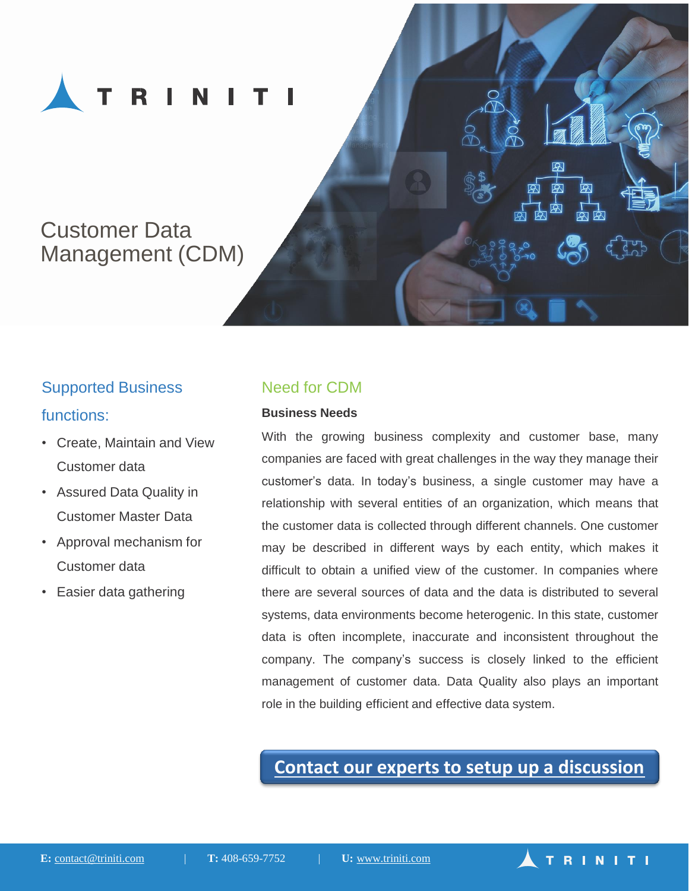TRINITI

# Customer Data Management (CDM)

## Supported Business functions:

- Create, Maintain and View Customer data
- Assured Data Quality in Customer Master Data
- Approval mechanism for Customer data
- Easier data gathering

## Need for CDM

**Business Needs**

With the growing business complexity and customer base, many companies are faced with great challenges in the way they manage their customer's data. In today's business, a single customer may have a relationship with several entities of an organization, which means that the customer data is collected through different channels. One customer may be described in different ways by each entity, which makes it difficult to obtain a unified view of the customer. In companies where there are several sources of data and the data is distributed to several systems, data environments become heterogenic. In this state, customer data is often incomplete, inaccurate and inconsistent throughout the company. The company's success is closely linked to the efficient management of customer data. Data Quality also plays an important role in the building efficient and effective data system.

**Contact our experts to setup up a discussion**

**E:** contact@triniti.com | **T:** 408-659-7752 | **U:** www.triniti.com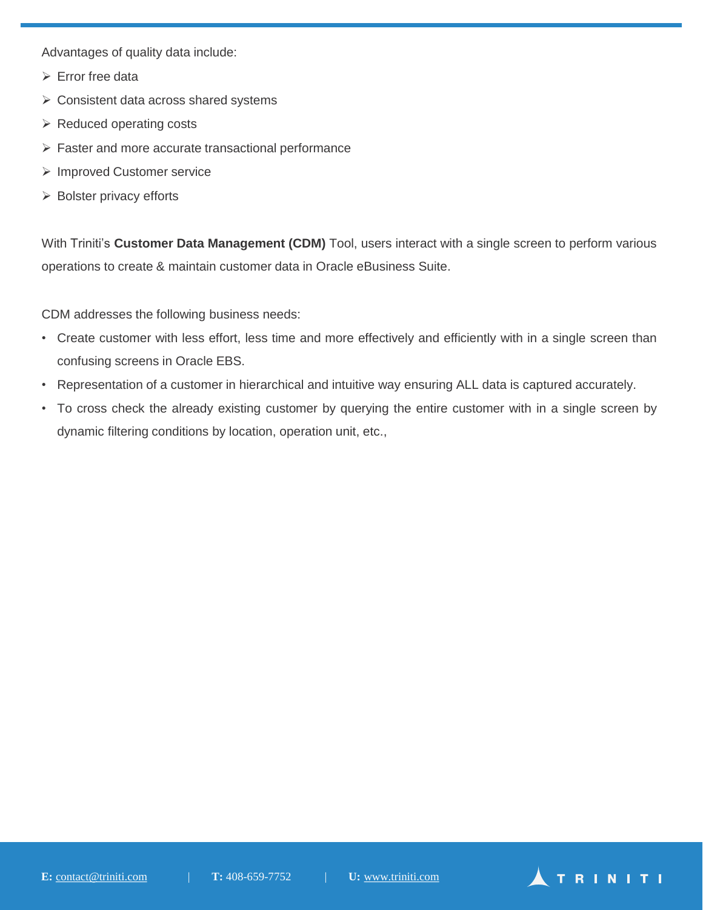Advantages of quality data include:

- Error free data
- Consistent data across shared systems
- Reduced operating costs
- Faster and more accurate transactional performance
- Improved Customer service
- Bolster privacy efforts

With Triniti's **Customer Data Management (CDM)** Tool, users interact with a single screen to perform various operations to create & maintain customer data in Oracle eBusiness Suite.

CDM addresses the following business needs:

- Create customer with less effort, less time and more effectively and efficiently with in a single screen than confusing screens in Oracle EBS.
- Representation of a customer in hierarchical and intuitive way ensuring ALL data is captured accurately.
- To cross check the already existing customer by querying the entire customer with in a single screen by dynamic filtering conditions by location, operation unit, etc.,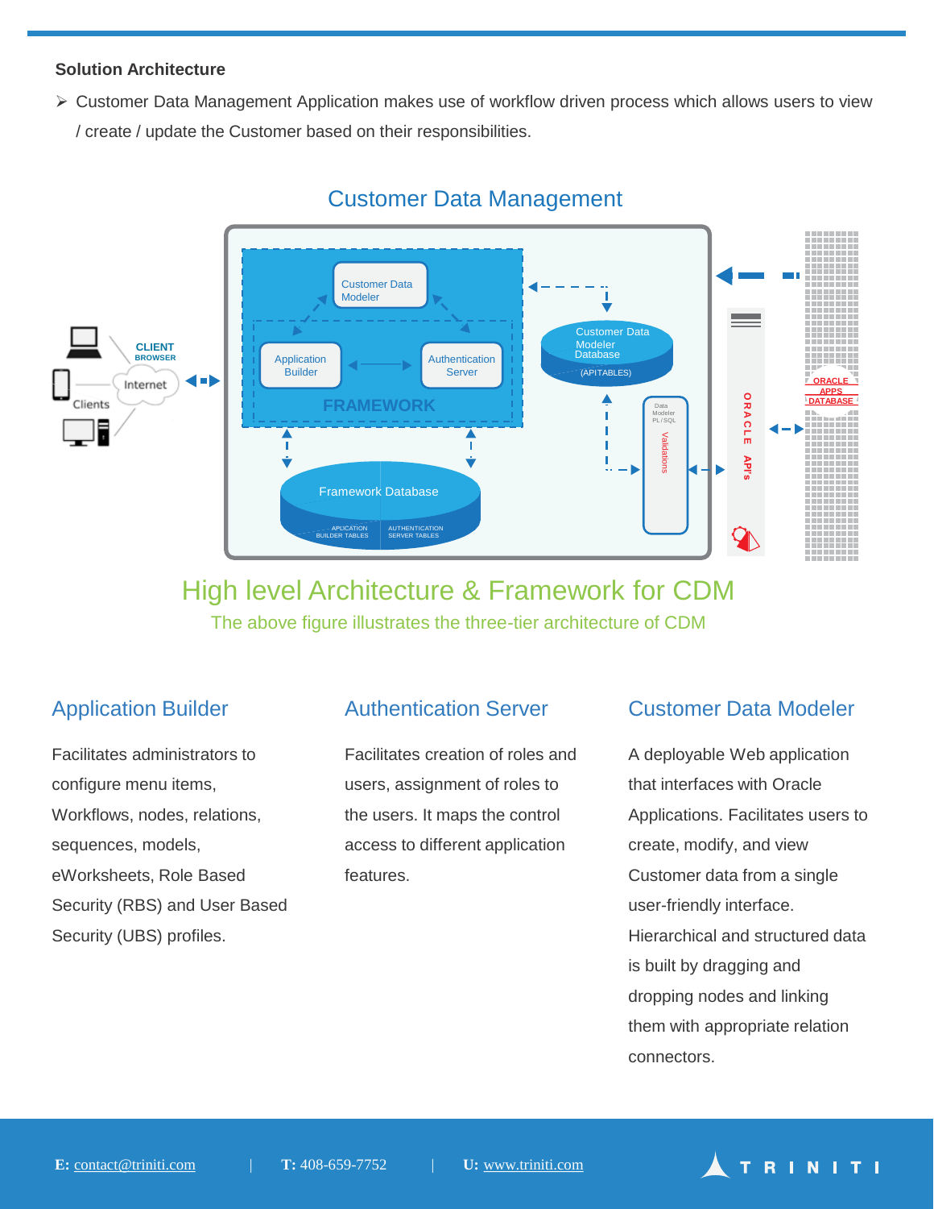### Solution Architecture

- Customer Data Management Application makes use of workflow driven process which allows users to view / create / update the Customer based on their responsibilities.

Customer Data Management

High level Architecture & Framework for CDM

The above figure illustrates the three-tier architecture of CDM

## Application Builder

Facilitates administrators to configure menu items, Workflows, nodes, relations, sequences, models, eWorksheets, Role Based Security (RBS) and User Based Security (UBS) profiles.

## Authentication Server

Facilitates creation of roles and users, assignment of roles to the users. It maps the control access to different application features.

## Customer Data Modeler

A deployable Web application that interfaces with Oracle Applications. Facilitates users to create, modify, and view Customer data from a single user-friendly interface. Hierarchical and structured data is built by dragging and dropping nodes and linking them with appropriate relation connectors.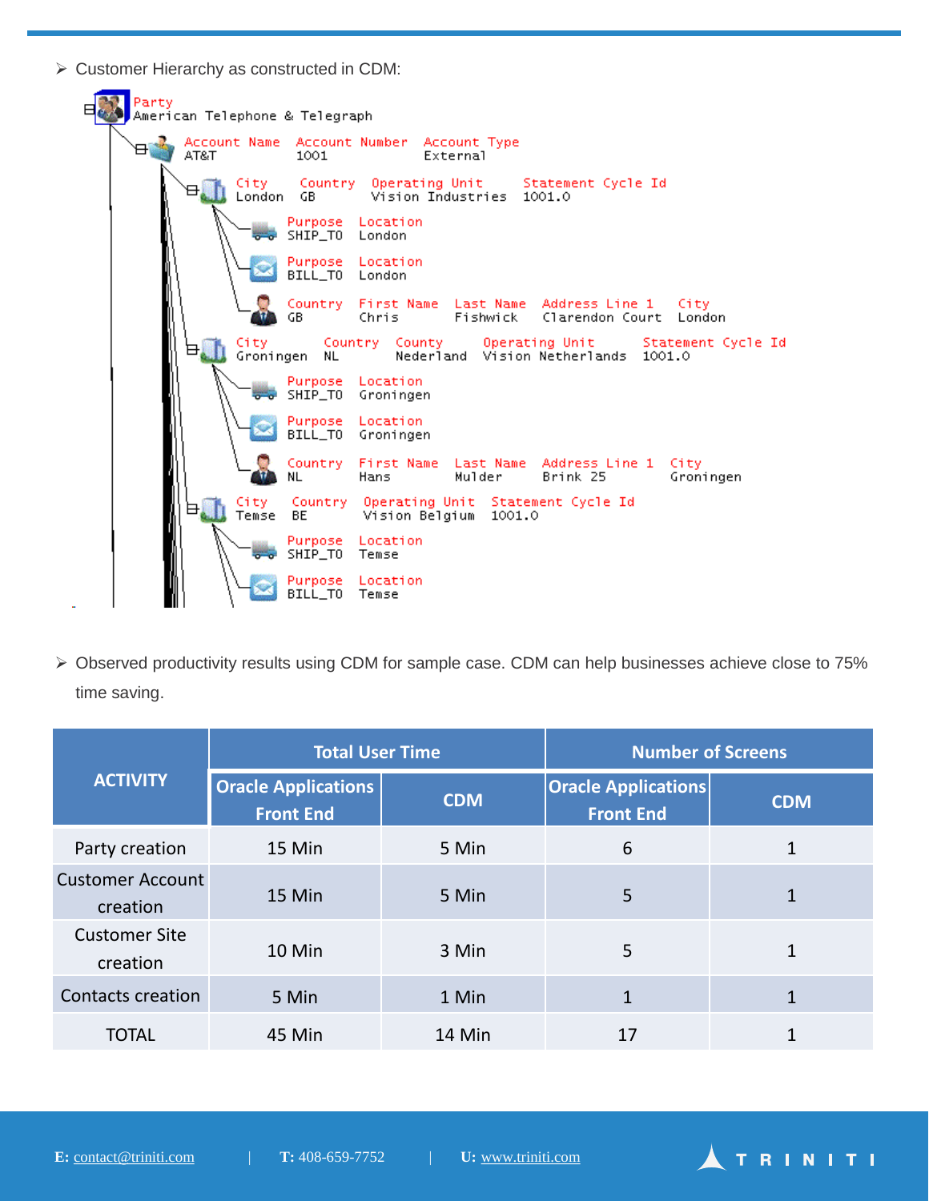- Customer Hierarchy as constructed in CDM:

```
Party
American Telephone & Telegraph
    Account Name   Account Number   Account Type
    AT&T           1001             External
        City      Country   Operating Unit       Statement Cycle Id
        London    GB        Vision Industries    1001.0
            Purpose   Location
            SHIP_TO   London
            Purpose   Location
            BILL_TO   London
            Country   First Name   Last Name   Address Line 1    City
            GB        Chris        Fishwick    Clarendon Court   London
        City        Country   County     Operating Unit       Statement Cycle Id
        Groningen   NL        Nederland  Vision Netherlands   1001.0
            Purpose   Location
            SHIP_TO   Groningen
            Purpose   Location
            BILL_TO   Groningen
            Country   First Name   Last Name   Address Line 1   City
            NL        Hans         Mulder      Brink 25         Groningen
        City    Country   Operating Unit   Statement Cycle Id
        Temse   BE        Vision Belgium   1001.0
            Purpose   Location
            SHIP_TO   Temse
            Purpose   Location
            BILL_TO   Temse
```

- Observed productivity results using CDM for sample case. CDM can help businesses achieve close to 75% time saving.

| ACTIVITY | Total User Time | | Number of Screens | |
|---|---|---|---|---|
| | Oracle Applications Front End | CDM | Oracle Applications Front End | CDM |
| Party creation | 15 Min | 5 Min | 6 | 1 |
| Customer Account creation | 15 Min | 5 Min | 5 | 1 |
| Customer Site creation | 10 Min | 3 Min | 5 | 1 |
| Contacts creation | 5 Min | 1 Min | 1 | 1 |
| TOTAL | 45 Min | 14 Min | 17 | 1 |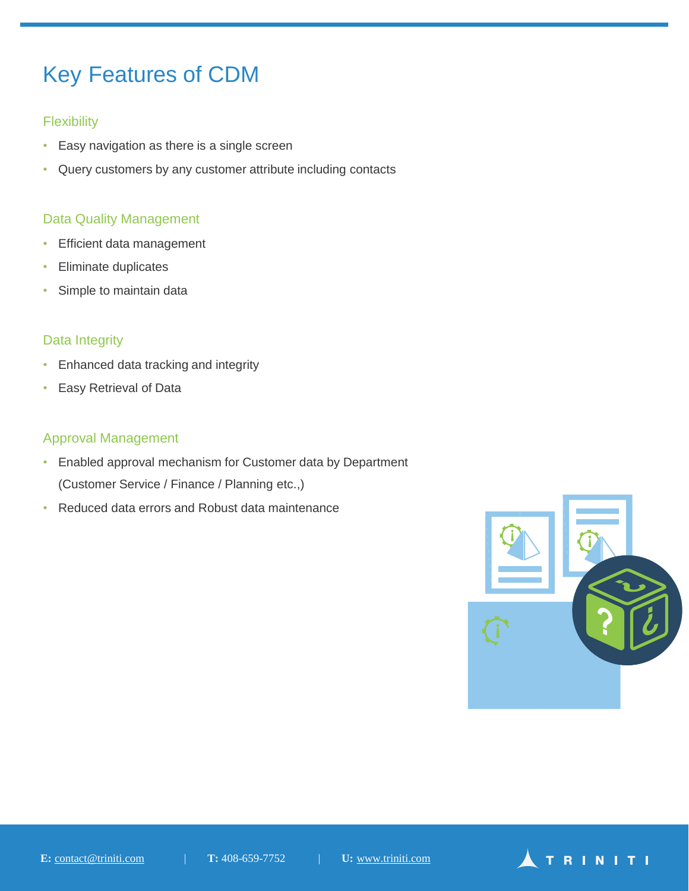# Key Features of CDM

## Flexibility

- Easy navigation as there is a single screen
- Query customers by any customer attribute including contacts

## Data Quality Management

- Efficient data management
- Eliminate duplicates
- Simple to maintain data

## Data Integrity

- Enhanced data tracking and integrity
- Easy Retrieval of Data

## Approval Management

- Enabled approval mechanism for Customer data by Department (Customer Service / Finance / Planning etc.,)
- Reduced data errors and Robust data maintenance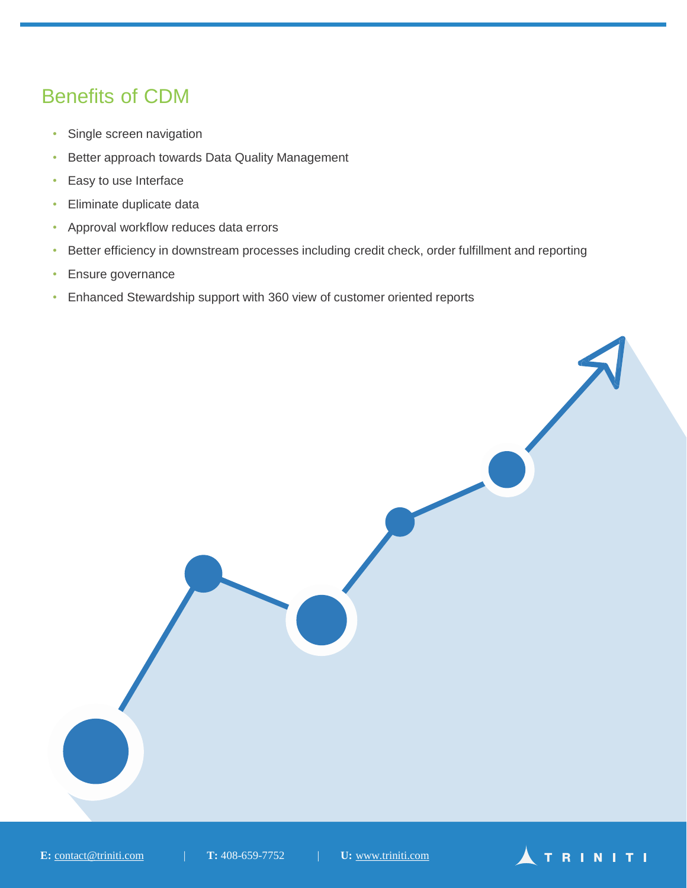## Benefits of CDM

- Single screen navigation
- Better approach towards Data Quality Management
- Easy to use Interface
- Eliminate duplicate data
- Approval workflow reduces data errors
- Better efficiency in downstream processes including credit check, order fulfillment and reporting
- Ensure governance
- Enhanced Stewardship support with 360 view of customer oriented reports